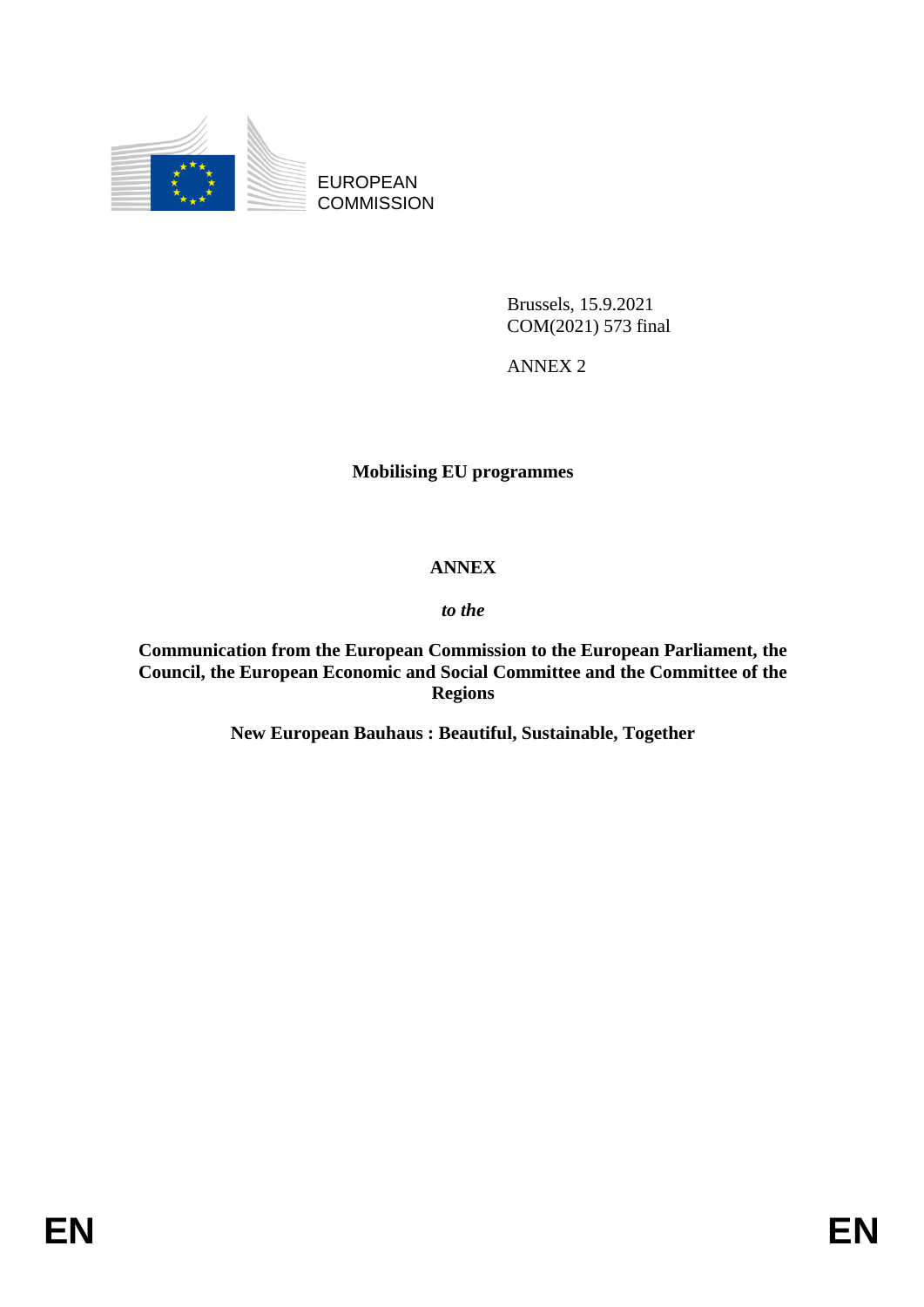EUROPEAN
COMMISSION

Brussels, 15.9.2021
COM(2021) 573 final

ANNEX 2

**Mobilising EU programmes**

**ANNEX**

***to the***

**Communication from the European Commission to the European Parliament, the Council, the European Economic and Social Committee and the Committee of the Regions**

**New European Bauhaus : Beautiful, Sustainable, Together**

**EN** **EN**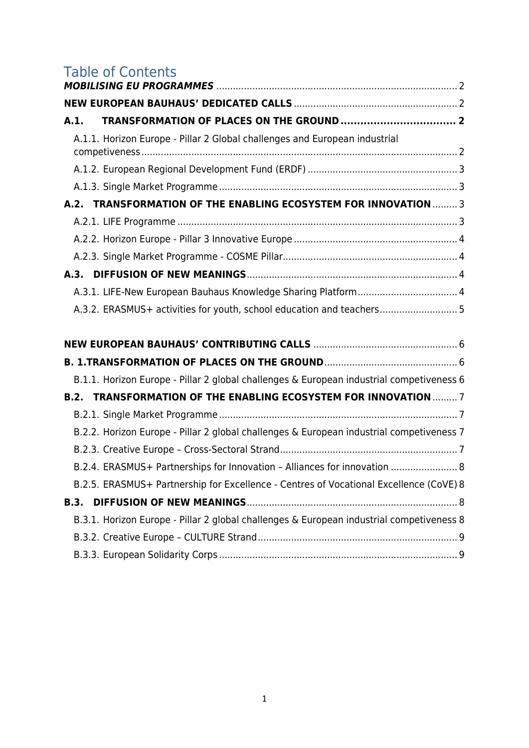# Table of Contents

*MOBILISING EU PROGRAMMES* ..... 2

**NEW EUROPEAN BAUHAUS' DEDICATED CALLS** ..... 2

**A.1. TRANSFORMATION OF PLACES ON THE GROUND** ..... 2

- A.1.1. Horizon Europe - Pillar 2 Global challenges and European industrial competiveness ..... 2
- A.1.2. European Regional Development Fund (ERDF) ..... 3
- A.1.3. Single Market Programme ..... 3

**A.2. TRANSFORMATION OF THE ENABLING ECOSYSTEM FOR INNOVATION** ..... 3

- A.2.1. LIFE Programme ..... 3
- A.2.2. Horizon Europe - Pillar 3 Innovative Europe ..... 4
- A.2.3. Single Market Programme - COSME Pillar ..... 4

**A.3. DIFFUSION OF NEW MEANINGS** ..... 4

- A.3.1. LIFE-New European Bauhaus Knowledge Sharing Platform ..... 4
- A.3.2. ERASMUS+ activities for youth, school education and teachers ..... 5

**NEW EUROPEAN BAUHAUS' CONTRIBUTING CALLS** ..... 6

**B. 1.TRANSFORMATION OF PLACES ON THE GROUND** ..... 6

- B.1.1. Horizon Europe - Pillar 2 global challenges & European industrial competiveness 6

**B.2. TRANSFORMATION OF THE ENABLING ECOSYSTEM FOR INNOVATION** ..... 7

- B.2.1. Single Market Programme ..... 7
- B.2.2. Horizon Europe - Pillar 2 global challenges & European industrial competiveness 7
- B.2.3. Creative Europe – Cross-Sectoral Strand ..... 7
- B.2.4. ERASMUS+ Partnerships for Innovation – Alliances for innovation ..... 8
- B.2.5. ERASMUS+ Partnership for Excellence - Centres of Vocational Excellence (CoVE) 8

**B.3. DIFFUSION OF NEW MEANINGS** ..... 8

- B.3.1. Horizon Europe - Pillar 2 global challenges & European industrial competiveness 8
- B.3.2. Creative Europe – CULTURE Strand ..... 9
- B.3.3. European Solidarity Corps ..... 9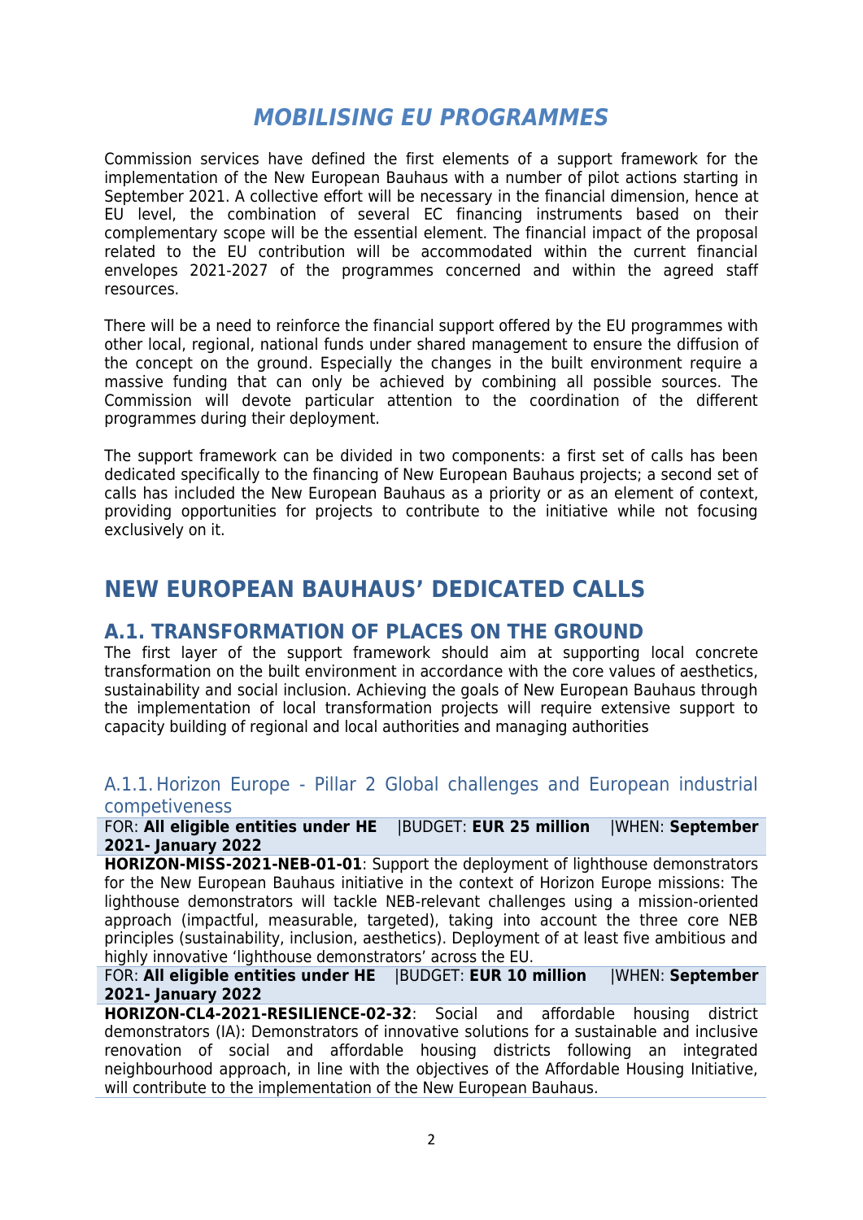# *MOBILISING EU PROGRAMMES*

Commission services have defined the first elements of a support framework for the implementation of the New European Bauhaus with a number of pilot actions starting in September 2021. A collective effort will be necessary in the financial dimension, hence at EU level, the combination of several EC financing instruments based on their complementary scope will be the essential element. The financial impact of the proposal related to the EU contribution will be accommodated within the current financial envelopes 2021-2027 of the programmes concerned and within the agreed staff resources.

There will be a need to reinforce the financial support offered by the EU programmes with other local, regional, national funds under shared management to ensure the diffusion of the concept on the ground. Especially the changes in the built environment require a massive funding that can only be achieved by combining all possible sources. The Commission will devote particular attention to the coordination of the different programmes during their deployment.

The support framework can be divided in two components: a first set of calls has been dedicated specifically to the financing of New European Bauhaus projects; a second set of calls has included the New European Bauhaus as a priority or as an element of context, providing opportunities for projects to contribute to the initiative while not focusing exclusively on it.

## NEW EUROPEAN BAUHAUS' DEDICATED CALLS

### A.1. TRANSFORMATION OF PLACES ON THE GROUND

The first layer of the support framework should aim at supporting local concrete transformation on the built environment in accordance with the core values of aesthetics, sustainability and social inclusion. Achieving the goals of New European Bauhaus through the implementation of local transformation projects will require extensive support to capacity building of regional and local authorities and managing authorities

#### A.1.1. Horizon Europe - Pillar 2 Global challenges and European industrial competiveness

FOR: **All eligible entities under HE** |BUDGET: **EUR 25 million** |WHEN: **September 2021- January 2022**

**HORIZON-MISS-2021-NEB-01-01**: Support the deployment of lighthouse demonstrators for the New European Bauhaus initiative in the context of Horizon Europe missions: The lighthouse demonstrators will tackle NEB-relevant challenges using a mission-oriented approach (impactful, measurable, targeted), taking into account the three core NEB principles (sustainability, inclusion, aesthetics). Deployment of at least five ambitious and highly innovative 'lighthouse demonstrators' across the EU.

FOR: **All eligible entities under HE** |BUDGET: **EUR 10 million** |WHEN: **September 2021- January 2022**

**HORIZON-CL4-2021-RESILIENCE-02-32**: Social and affordable housing district demonstrators (IA): Demonstrators of innovative solutions for a sustainable and inclusive renovation of social and affordable housing districts following an integrated neighbourhood approach, in line with the objectives of the Affordable Housing Initiative, will contribute to the implementation of the New European Bauhaus.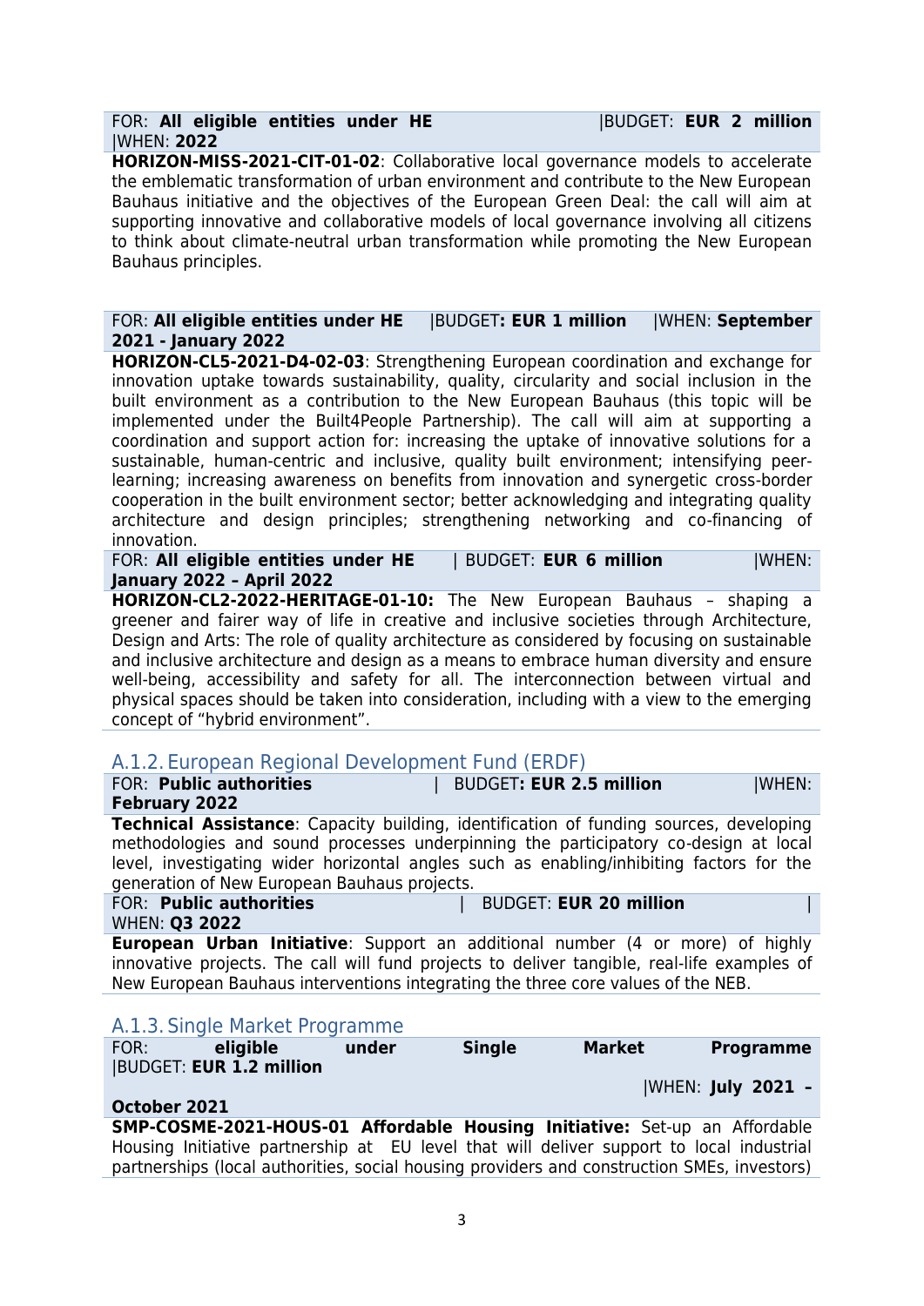FOR: **All eligible entities under HE** |BUDGET: **EUR 2 million** |WHEN: **2022**

**HORIZON-MISS-2021-CIT-01-02**: Collaborative local governance models to accelerate the emblematic transformation of urban environment and contribute to the New European Bauhaus initiative and the objectives of the European Green Deal: the call will aim at supporting innovative and collaborative models of local governance involving all citizens to think about climate-neutral urban transformation while promoting the New European Bauhaus principles.

FOR: **All eligible entities under HE** |BUDGET**: EUR 1 million** |WHEN: **September 2021 - January 2022**

**HORIZON-CL5-2021-D4-02-03**: Strengthening European coordination and exchange for innovation uptake towards sustainability, quality, circularity and social inclusion in the built environment as a contribution to the New European Bauhaus (this topic will be implemented under the Built4People Partnership). The call will aim at supporting a coordination and support action for: increasing the uptake of innovative solutions for a sustainable, human-centric and inclusive, quality built environment; intensifying peer-learning; increasing awareness on benefits from innovation and synergetic cross-border cooperation in the built environment sector; better acknowledging and integrating quality architecture and design principles; strengthening networking and co-financing of innovation.

FOR: **All eligible entities under HE** | BUDGET: **EUR 6 million** |WHEN: **January 2022 – April 2022**

**HORIZON-CL2-2022-HERITAGE-01-10:** The New European Bauhaus – shaping a greener and fairer way of life in creative and inclusive societies through Architecture, Design and Arts: The role of quality architecture as considered by focusing on sustainable and inclusive architecture and design as a means to embrace human diversity and ensure well-being, accessibility and safety for all. The interconnection between virtual and physical spaces should be taken into consideration, including with a view to the emerging concept of "hybrid environment".

### A.1.2. European Regional Development Fund (ERDF)

FOR: **Public authorities** | BUDGET**: EUR 2.5 million** |WHEN: **February 2022**

**Technical Assistance**: Capacity building, identification of funding sources, developing methodologies and sound processes underpinning the participatory co-design at local level, investigating wider horizontal angles such as enabling/inhibiting factors for the generation of New European Bauhaus projects.

FOR: **Public authorities** | BUDGET: **EUR 20 million** | WHEN: **Q3 2022**

**European Urban Initiative**: Support an additional number (4 or more) of highly innovative projects. The call will fund projects to deliver tangible, real-life examples of New European Bauhaus interventions integrating the three core values of the NEB.

### A.1.3. Single Market Programme

FOR: **eligible under Single Market Programme** |BUDGET: **EUR 1.2 million** |WHEN: **July 2021 – October 2021**

**SMP-COSME-2021-HOUS-01 Affordable Housing Initiative:** Set-up an Affordable Housing Initiative partnership at EU level that will deliver support to local industrial partnerships (local authorities, social housing providers and construction SMEs, investors)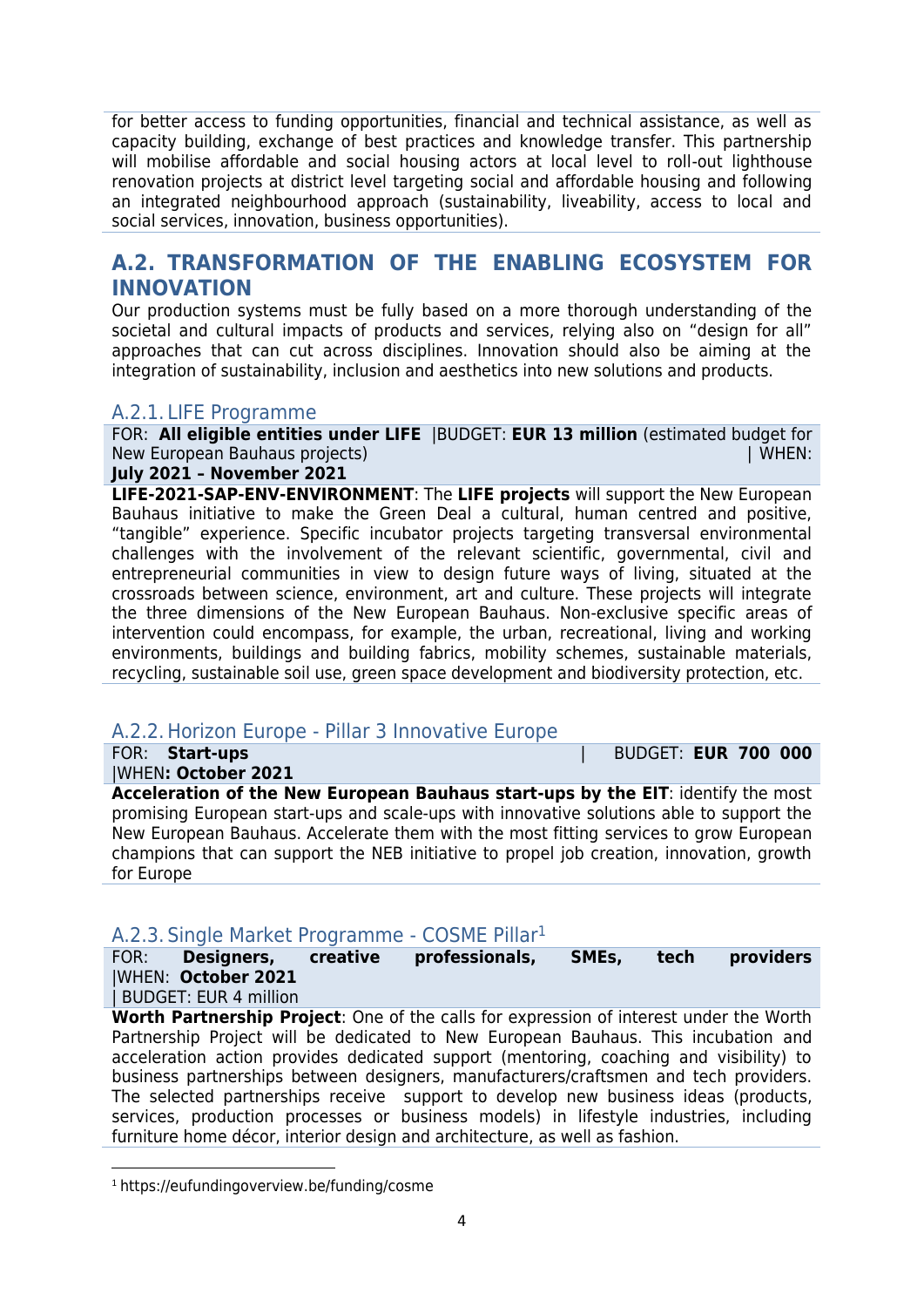for better access to funding opportunities, financial and technical assistance, as well as capacity building, exchange of best practices and knowledge transfer. This partnership will mobilise affordable and social housing actors at local level to roll-out lighthouse renovation projects at district level targeting social and affordable housing and following an integrated neighbourhood approach (sustainability, liveability, access to local and social services, innovation, business opportunities).

## A.2. TRANSFORMATION OF THE ENABLING ECOSYSTEM FOR INNOVATION

Our production systems must be fully based on a more thorough understanding of the societal and cultural impacts of products and services, relying also on “design for all” approaches that can cut across disciplines. Innovation should also be aiming at the integration of sustainability, inclusion and aesthetics into new solutions and products.

### A.2.1. LIFE Programme

FOR: **All eligible entities under LIFE** |BUDGET: **EUR 13 million** (estimated budget for New European Bauhaus projects) | WHEN: **July 2021 – November 2021**

**LIFE-2021-SAP-ENV-ENVIRONMENT**: The **LIFE projects** will support the New European Bauhaus initiative to make the Green Deal a cultural, human centred and positive, “tangible” experience. Specific incubator projects targeting transversal environmental challenges with the involvement of the relevant scientific, governmental, civil and entrepreneurial communities in view to design future ways of living, situated at the crossroads between science, environment, art and culture. These projects will integrate the three dimensions of the New European Bauhaus. Non-exclusive specific areas of intervention could encompass, for example, the urban, recreational, living and working environments, buildings and building fabrics, mobility schemes, sustainable materials, recycling, sustainable soil use, green space development and biodiversity protection, etc.

### A.2.2. Horizon Europe - Pillar 3 Innovative Europe

FOR: **Start-ups** | BUDGET: **EUR 700 000** |WHEN**: October 2021**

**Acceleration of the New European Bauhaus start-ups by the EIT**: identify the most promising European start-ups and scale-ups with innovative solutions able to support the New European Bauhaus. Accelerate them with the most fitting services to grow European champions that can support the NEB initiative to propel job creation, innovation, growth for Europe

### A.2.3. Single Market Programme - COSME Pillar[1]

FOR: **Designers, creative professionals, SMEs, tech providers** |WHEN: **October 2021** | BUDGET: EUR 4 million

**Worth Partnership Project**: One of the calls for expression of interest under the Worth Partnership Project will be dedicated to New European Bauhaus. This incubation and acceleration action provides dedicated support (mentoring, coaching and visibility) to business partnerships between designers, manufacturers/craftsmen and tech providers. The selected partnerships receive support to develop new business ideas (products, services, production processes or business models) in lifestyle industries, including furniture home décor, interior design and architecture, as well as fashion.

[1] https://eufundingoverview.be/funding/cosme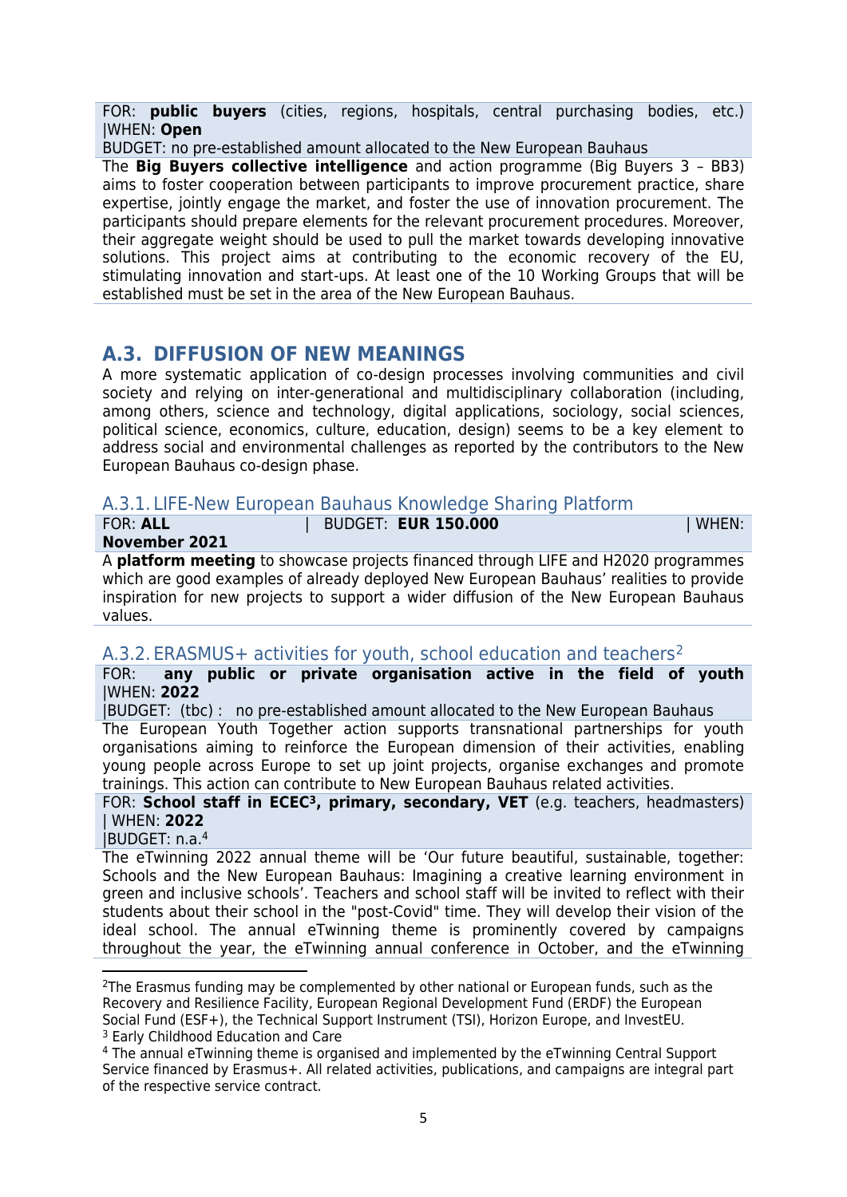FOR: **public buyers** (cities, regions, hospitals, central purchasing bodies, etc.) |WHEN: **Open**

BUDGET: no pre-established amount allocated to the New European Bauhaus

The **Big Buyers collective intelligence** and action programme (Big Buyers 3 – BB3) aims to foster cooperation between participants to improve procurement practice, share expertise, jointly engage the market, and foster the use of innovation procurement. The participants should prepare elements for the relevant procurement procedures. Moreover, their aggregate weight should be used to pull the market towards developing innovative solutions. This project aims at contributing to the economic recovery of the EU, stimulating innovation and start-ups. At least one of the 10 Working Groups that will be established must be set in the area of the New European Bauhaus.

## A.3. DIFFUSION OF NEW MEANINGS

A more systematic application of co-design processes involving communities and civil society and relying on inter-generational and multidisciplinary collaboration (including, among others, science and technology, digital applications, sociology, social sciences, political science, economics, culture, education, design) seems to be a key element to address social and environmental challenges as reported by the contributors to the New European Bauhaus co-design phase.

### A.3.1. LIFE-New European Bauhaus Knowledge Sharing Platform

FOR: **ALL** | BUDGET: **EUR 150.000** | WHEN: **November 2021**

A **platform meeting** to showcase projects financed through LIFE and H2020 programmes which are good examples of already deployed New European Bauhaus' realities to provide inspiration for new projects to support a wider diffusion of the New European Bauhaus values.

### A.3.2. ERASMUS+ activities for youth, school education and teachers[2]

FOR: **any public or private organisation active in the field of youth** |WHEN: **2022**

|BUDGET: (tbc) : no pre-established amount allocated to the New European Bauhaus

The European Youth Together action supports transnational partnerships for youth organisations aiming to reinforce the European dimension of their activities, enabling young people across Europe to set up joint projects, organise exchanges and promote trainings. This action can contribute to New European Bauhaus related activities.

FOR: **School staff in ECEC[3], primary, secondary, VET** (e.g. teachers, headmasters) | WHEN: **2022**

|BUDGET: n.a.[4]

The eTwinning 2022 annual theme will be 'Our future beautiful, sustainable, together: Schools and the New European Bauhaus: Imagining a creative learning environment in green and inclusive schools'. Teachers and school staff will be invited to reflect with their students about their school in the "post-Covid" time. They will develop their vision of the ideal school. The annual eTwinning theme is prominently covered by campaigns throughout the year, the eTwinning annual conference in October, and the eTwinning

---

[2]The Erasmus funding may be complemented by other national or European funds, such as the Recovery and Resilience Facility, European Regional Development Fund (ERDF) the European Social Fund (ESF+), the Technical Support Instrument (TSI), Horizon Europe, and InvestEU.

[3] Early Childhood Education and Care

[4] The annual eTwinning theme is organised and implemented by the eTwinning Central Support Service financed by Erasmus+. All related activities, publications, and campaigns are integral part of the respective service contract.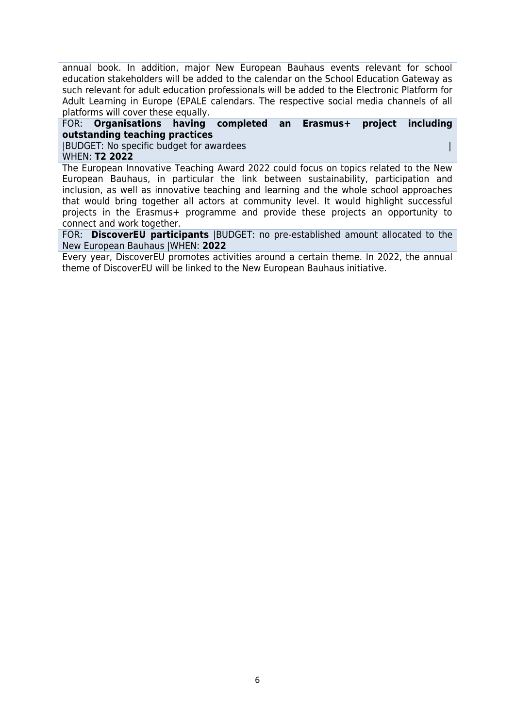annual book. In addition, major New European Bauhaus events relevant for school education stakeholders will be added to the calendar on the School Education Gateway as such relevant for adult education professionals will be added to the Electronic Platform for Adult Learning in Europe (EPALE calendars. The respective social media channels of all platforms will cover these equally.

FOR: **Organisations having completed an Erasmus+ project including outstanding teaching practices** |BUDGET: No specific budget for awardees | WHEN: **T2 2022**

The European Innovative Teaching Award 2022 could focus on topics related to the New European Bauhaus, in particular the link between sustainability, participation and inclusion, as well as innovative teaching and learning and the whole school approaches that would bring together all actors at community level. It would highlight successful projects in the Erasmus+ programme and provide these projects an opportunity to connect and work together.

FOR: **DiscoverEU participants** |BUDGET: no pre-established amount allocated to the New European Bauhaus |WHEN: **2022**

Every year, DiscoverEU promotes activities around a certain theme. In 2022, the annual theme of DiscoverEU will be linked to the New European Bauhaus initiative.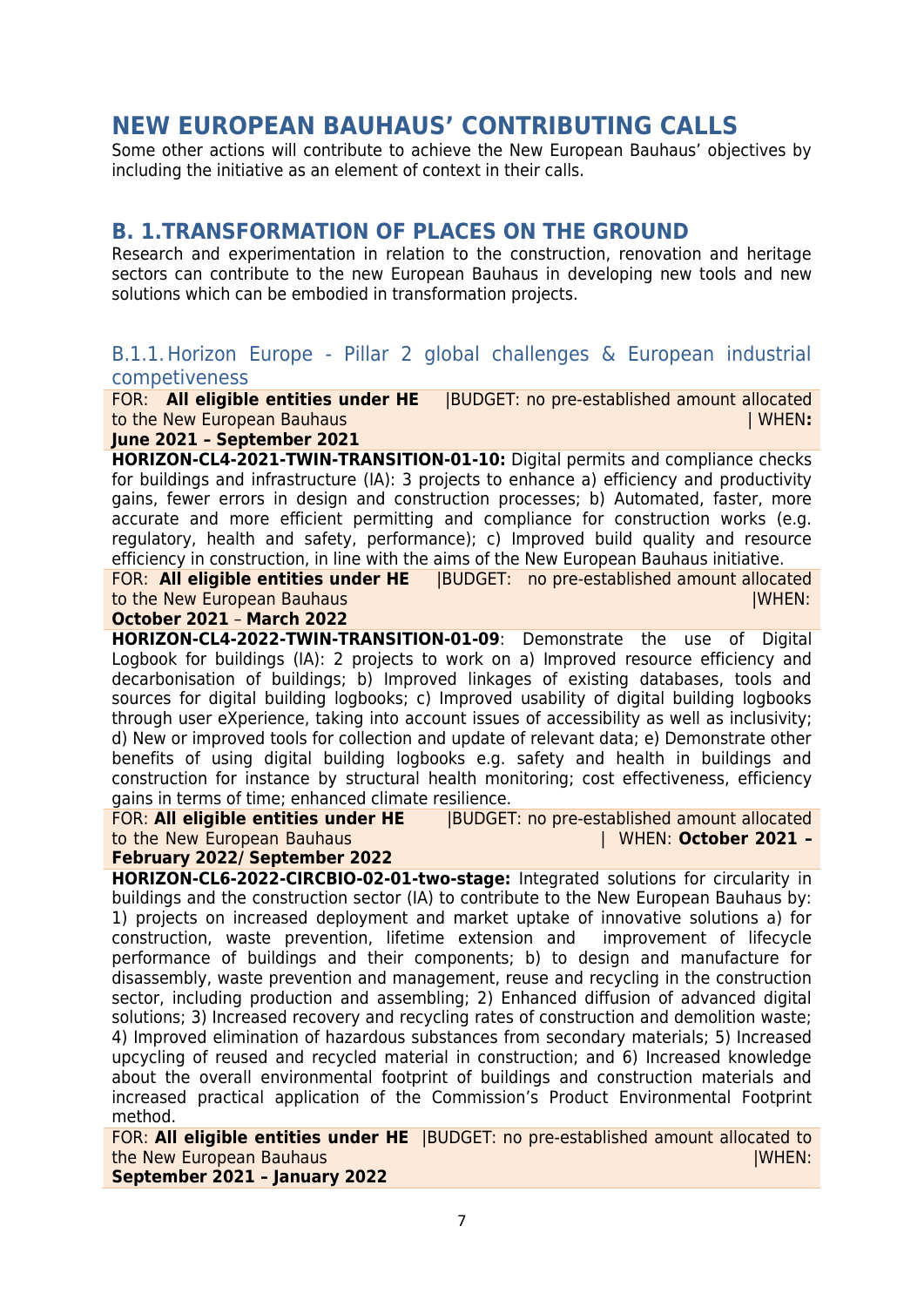# NEW EUROPEAN BAUHAUS' CONTRIBUTING CALLS

Some other actions will contribute to achieve the New European Bauhaus' objectives by including the initiative as an element of context in their calls.

## B. 1.TRANSFORMATION OF PLACES ON THE GROUND

Research and experimentation in relation to the construction, renovation and heritage sectors can contribute to the new European Bauhaus in developing new tools and new solutions which can be embodied in transformation projects.

### B.1.1. Horizon Europe - Pillar 2 global challenges & European industrial competiveness

FOR: **All eligible entities under HE** |BUDGET: no pre-established amount allocated to the New European Bauhaus | WHEN**: June 2021 – September 2021**

**HORIZON-CL4-2021-TWIN-TRANSITION-01-10:** Digital permits and compliance checks for buildings and infrastructure (IA): 3 projects to enhance a) efficiency and productivity gains, fewer errors in design and construction processes; b) Automated, faster, more accurate and more efficient permitting and compliance for construction works (e.g. regulatory, health and safety, performance); c) Improved build quality and resource efficiency in construction, in line with the aims of the New European Bauhaus initiative.

FOR: **All eligible entities under HE** |BUDGET: no pre-established amount allocated to the New European Bauhaus |WHEN: **October 2021** – **March 2022**

**HORIZON-CL4-2022-TWIN-TRANSITION-01-09**: Demonstrate the use of Digital Logbook for buildings (IA): 2 projects to work on a) Improved resource efficiency and decarbonisation of buildings; b) Improved linkages of existing databases, tools and sources for digital building logbooks; c) Improved usability of digital building logbooks through user eXperience, taking into account issues of accessibility as well as inclusivity; d) New or improved tools for collection and update of relevant data; e) Demonstrate other benefits of using digital building logbooks e.g. safety and health in buildings and construction for instance by structural health monitoring; cost effectiveness, efficiency gains in terms of time; enhanced climate resilience.

FOR: **All eligible entities under HE** |BUDGET: no pre-established amount allocated to the New European Bauhaus | WHEN: **October 2021 – February 2022/ September 2022**

**HORIZON-CL6-2022-CIRCBIO-02-01-two-stage:** Integrated solutions for circularity in buildings and the construction sector (IA) to contribute to the New European Bauhaus by: 1) projects on increased deployment and market uptake of innovative solutions a) for construction, waste prevention, lifetime extension and improvement of lifecycle performance of buildings and their components; b) to design and manufacture for disassembly, waste prevention and management, reuse and recycling in the construction sector, including production and assembling; 2) Enhanced diffusion of advanced digital solutions; 3) Increased recovery and recycling rates of construction and demolition waste; 4) Improved elimination of hazardous substances from secondary materials; 5) Increased upcycling of reused and recycled material in construction; and 6) Increased knowledge about the overall environmental footprint of buildings and construction materials and increased practical application of the Commission's Product Environmental Footprint method.

FOR: **All eligible entities under HE** |BUDGET: no pre-established amount allocated to the New European Bauhaus |WHEN: **September 2021 – January 2022**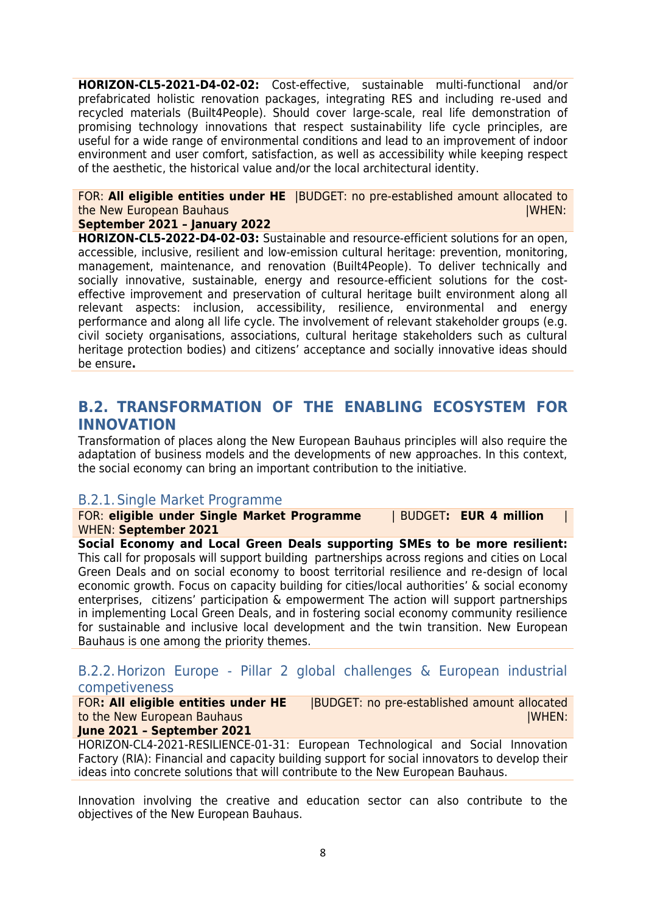**HORIZON-CL5-2021-D4-02-02:** Cost-effective, sustainable multi-functional and/or prefabricated holistic renovation packages, integrating RES and including re-used and recycled materials (Built4People). Should cover large-scale, real life demonstration of promising technology innovations that respect sustainability life cycle principles, are useful for a wide range of environmental conditions and lead to an improvement of indoor environment and user comfort, satisfaction, as well as accessibility while keeping respect of the aesthetic, the historical value and/or the local architectural identity.

FOR: **All eligible entities under HE** |BUDGET: no pre-established amount allocated to the New European Bauhaus |WHEN: **September 2021 – January 2022**

**HORIZON-CL5-2022-D4-02-03:** Sustainable and resource-efficient solutions for an open, accessible, inclusive, resilient and low-emission cultural heritage: prevention, monitoring, management, maintenance, and renovation (Built4People). To deliver technically and socially innovative, sustainable, energy and resource-efficient solutions for the cost-effective improvement and preservation of cultural heritage built environment along all relevant aspects: inclusion, accessibility, resilience, environmental and energy performance and along all life cycle. The involvement of relevant stakeholder groups (e.g. civil society organisations, associations, cultural heritage stakeholders such as cultural heritage protection bodies) and citizens' acceptance and socially innovative ideas should be ensure**.**

## B.2. TRANSFORMATION OF THE ENABLING ECOSYSTEM FOR INNOVATION

Transformation of places along the New European Bauhaus principles will also require the adaptation of business models and the developments of new approaches. In this context, the social economy can bring an important contribution to the initiative.

### B.2.1. Single Market Programme

FOR: **eligible under Single Market Programme** | BUDGET**: EUR 4 million** | WHEN: **September 2021**

**Social Economy and Local Green Deals supporting SMEs to be more resilient:** This call for proposals will support building partnerships across regions and cities on Local Green Deals and on social economy to boost territorial resilience and re-design of local economic growth. Focus on capacity building for cities/local authorities' & social economy enterprises, citizens' participation & empowerment The action will support partnerships in implementing Local Green Deals, and in fostering social economy community resilience for sustainable and inclusive local development and the twin transition. New European Bauhaus is one among the priority themes.

### B.2.2. Horizon Europe - Pillar 2 global challenges & European industrial competiveness

FOR**: All eligible entities under HE** |BUDGET: no pre-established amount allocated to the New European Bauhaus |WHEN: **June 2021 – September 2021**

HORIZON-CL4-2021-RESILIENCE-01-31: European Technological and Social Innovation Factory (RIA): Financial and capacity building support for social innovators to develop their ideas into concrete solutions that will contribute to the New European Bauhaus.

Innovation involving the creative and education sector can also contribute to the objectives of the New European Bauhaus.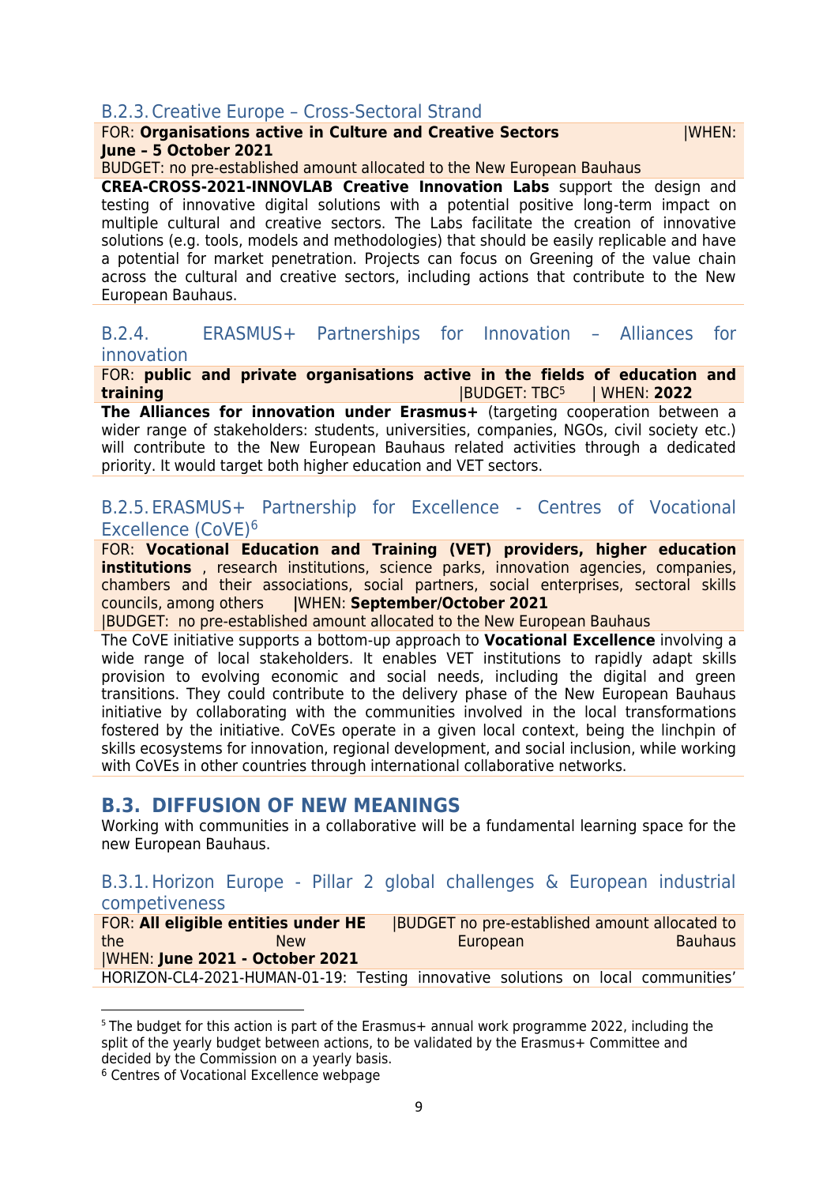### B.2.3. Creative Europe – Cross-Sectoral Strand

FOR: **Organisations active in Culture and Creative Sectors** |WHEN: **June – 5 October 2021**

BUDGET: no pre-established amount allocated to the New European Bauhaus

**CREA-CROSS-2021-INNOVLAB Creative Innovation Labs** support the design and testing of innovative digital solutions with a potential positive long-term impact on multiple cultural and creative sectors. The Labs facilitate the creation of innovative solutions (e.g. tools, models and methodologies) that should be easily replicable and have a potential for market penetration. Projects can focus on Greening of the value chain across the cultural and creative sectors, including actions that contribute to the New European Bauhaus.

### B.2.4. ERASMUS+ Partnerships for Innovation – Alliances for innovation

FOR: **public and private organisations active in the fields of education and training** |BUDGET: TBC[5] | WHEN: **2022**

**The Alliances for innovation under Erasmus+** (targeting cooperation between a wider range of stakeholders: students, universities, companies, NGOs, civil society etc.) will contribute to the New European Bauhaus related activities through a dedicated priority. It would target both higher education and VET sectors.

### B.2.5. ERASMUS+ Partnership for Excellence - Centres of Vocational Excellence (CoVE)[6]

FOR: **Vocational Education and Training (VET) providers, higher education institutions** , research institutions, science parks, innovation agencies, companies, chambers and their associations, social partners, social enterprises, sectoral skills councils, among others **|WHEN: September/October 2021**

|BUDGET: no pre-established amount allocated to the New European Bauhaus

The CoVE initiative supports a bottom-up approach to **Vocational Excellence** involving a wide range of local stakeholders. It enables VET institutions to rapidly adapt skills provision to evolving economic and social needs, including the digital and green transitions. They could contribute to the delivery phase of the New European Bauhaus initiative by collaborating with the communities involved in the local transformations fostered by the initiative. CoVEs operate in a given local context, being the linchpin of skills ecosystems for innovation, regional development, and social inclusion, while working with CoVEs in other countries through international collaborative networks.

## B.3. DIFFUSION OF NEW MEANINGS

Working with communities in a collaborative will be a fundamental learning space for the new European Bauhaus.

### B.3.1. Horizon Europe - Pillar 2 global challenges & European industrial competiveness

FOR: **All eligible entities under HE** |BUDGET no pre-established amount allocated to the New European Bauhaus |WHEN: **June 2021 - October 2021**

HORIZON-CL4-2021-HUMAN-01-19: Testing innovative solutions on local communities'

---

[5] The budget for this action is part of the Erasmus+ annual work programme 2022, including the split of the yearly budget between actions, to be validated by the Erasmus+ Committee and decided by the Commission on a yearly basis.

[6] Centres of Vocational Excellence webpage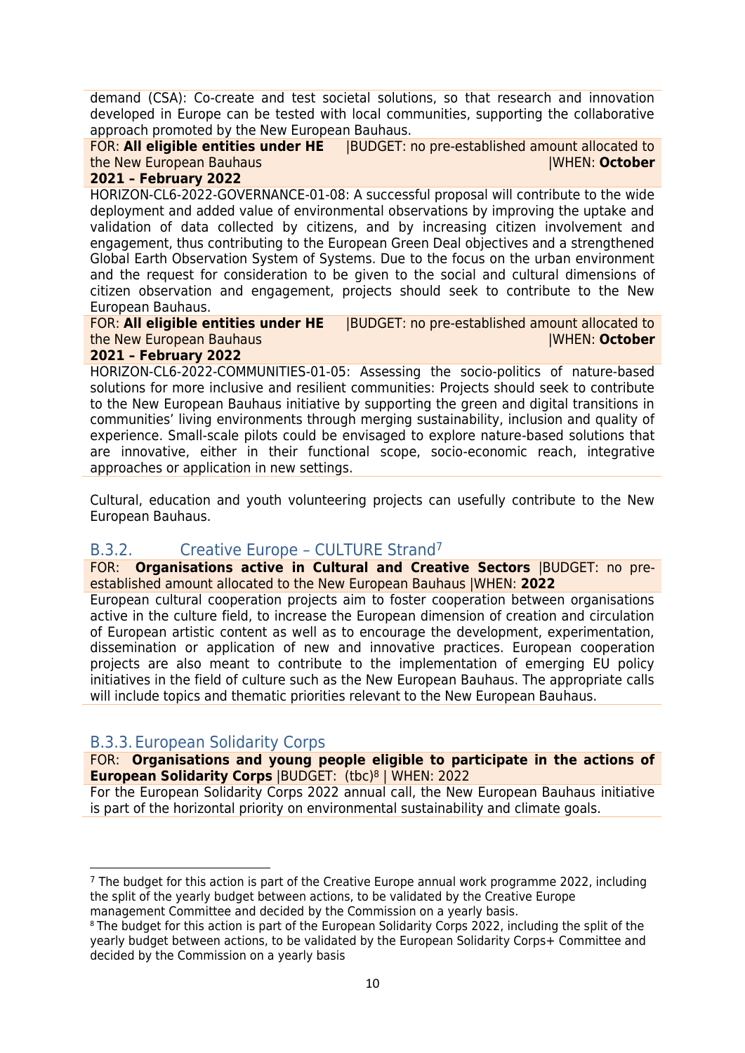demand (CSA): Co-create and test societal solutions, so that research and innovation developed in Europe can be tested with local communities, supporting the collaborative approach promoted by the New European Bauhaus.

FOR: **All eligible entities under HE** |BUDGET: no pre-established amount allocated to the New European Bauhaus |WHEN: **October 2021 – February 2022**

HORIZON-CL6-2022-GOVERNANCE-01-08: A successful proposal will contribute to the wide deployment and added value of environmental observations by improving the uptake and validation of data collected by citizens, and by increasing citizen involvement and engagement, thus contributing to the European Green Deal objectives and a strengthened Global Earth Observation System of Systems. Due to the focus on the urban environment and the request for consideration to be given to the social and cultural dimensions of citizen observation and engagement, projects should seek to contribute to the New European Bauhaus.

FOR: **All eligible entities under HE** |BUDGET: no pre-established amount allocated to the New European Bauhaus |WHEN: **October 2021 – February 2022**

HORIZON-CL6-2022-COMMUNITIES-01-05: Assessing the socio-politics of nature-based solutions for more inclusive and resilient communities: Projects should seek to contribute to the New European Bauhaus initiative by supporting the green and digital transitions in communities' living environments through merging sustainability, inclusion and quality of experience. Small-scale pilots could be envisaged to explore nature-based solutions that are innovative, either in their functional scope, socio-economic reach, integrative approaches or application in new settings.

Cultural, education and youth volunteering projects can usefully contribute to the New European Bauhaus.

### B.3.2. Creative Europe – CULTURE Strand[7]

FOR: **Organisations active in Cultural and Creative Sectors** |BUDGET: no pre-established amount allocated to the New European Bauhaus |WHEN: **2022**

European cultural cooperation projects aim to foster cooperation between organisations active in the culture field, to increase the European dimension of creation and circulation of European artistic content as well as to encourage the development, experimentation, dissemination or application of new and innovative practices. European cooperation projects are also meant to contribute to the implementation of emerging EU policy initiatives in the field of culture such as the New European Bauhaus. The appropriate calls will include topics and thematic priorities relevant to the New European Bauhaus.

### B.3.3. European Solidarity Corps

FOR: **Organisations and young people eligible to participate in the actions of European Solidarity Corps** |BUDGET: (tbc)[8] | WHEN: 2022

For the European Solidarity Corps 2022 annual call, the New European Bauhaus initiative is part of the horizontal priority on environmental sustainability and climate goals.

---

[7] The budget for this action is part of the Creative Europe annual work programme 2022, including the split of the yearly budget between actions, to be validated by the Creative Europe management Committee and decided by the Commission on a yearly basis.

[8] The budget for this action is part of the European Solidarity Corps 2022, including the split of the yearly budget between actions, to be validated by the European Solidarity Corps+ Committee and decided by the Commission on a yearly basis